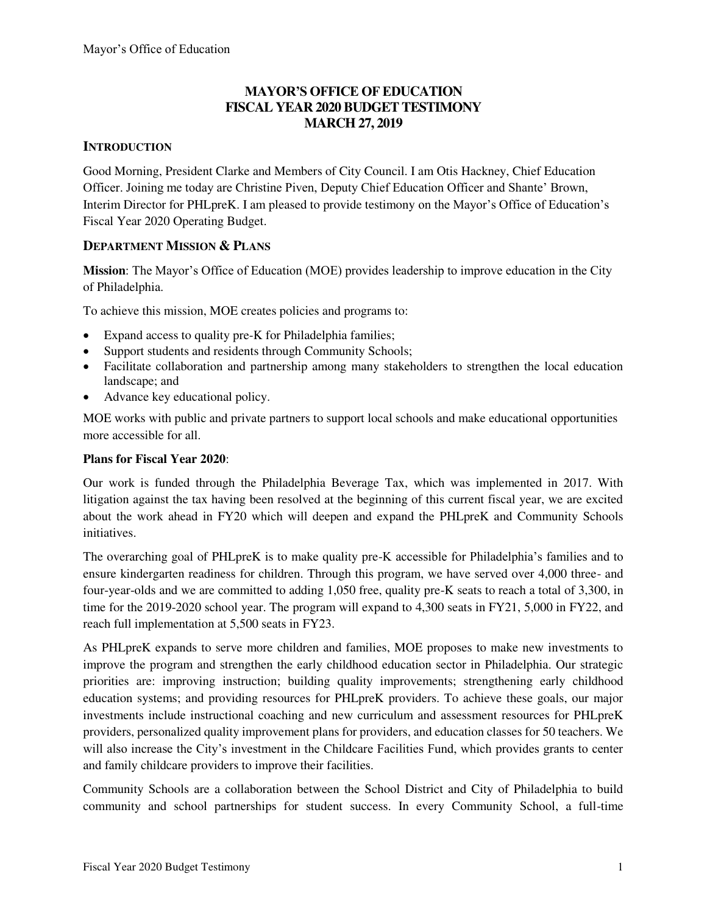# MAYOR'S OFFICE OF EDUCATION
# FISCAL YEAR 2020 BUDGET TESTIMONY
# MARCH 27, 2019

## INTRODUCTION

Good Morning, President Clarke and Members of City Council. I am Otis Hackney, Chief Education Officer. Joining me today are Christine Piven, Deputy Chief Education Officer and Shante' Brown, Interim Director for PHLpreK. I am pleased to provide testimony on the Mayor's Office of Education's Fiscal Year 2020 Operating Budget.

## DEPARTMENT MISSION & PLANS

**Mission**: The Mayor's Office of Education (MOE) provides leadership to improve education in the City of Philadelphia.

To achieve this mission, MOE creates policies and programs to:

- Expand access to quality pre-K for Philadelphia families;
- Support students and residents through Community Schools;
- Facilitate collaboration and partnership among many stakeholders to strengthen the local education landscape; and
- Advance key educational policy.

MOE works with public and private partners to support local schools and make educational opportunities more accessible for all.

**Plans for Fiscal Year 2020**:

Our work is funded through the Philadelphia Beverage Tax, which was implemented in 2017. With litigation against the tax having been resolved at the beginning of this current fiscal year, we are excited about the work ahead in FY20 which will deepen and expand the PHLpreK and Community Schools initiatives.

The overarching goal of PHLpreK is to make quality pre-K accessible for Philadelphia's families and to ensure kindergarten readiness for children. Through this program, we have served over 4,000 three- and four-year-olds and we are committed to adding 1,050 free, quality pre-K seats to reach a total of 3,300, in time for the 2019-2020 school year. The program will expand to 4,300 seats in FY21, 5,000 in FY22, and reach full implementation at 5,500 seats in FY23.

As PHLpreK expands to serve more children and families, MOE proposes to make new investments to improve the program and strengthen the early childhood education sector in Philadelphia. Our strategic priorities are: improving instruction; building quality improvements; strengthening early childhood education systems; and providing resources for PHLpreK providers. To achieve these goals, our major investments include instructional coaching and new curriculum and assessment resources for PHLpreK providers, personalized quality improvement plans for providers, and education classes for 50 teachers. We will also increase the City's investment in the Childcare Facilities Fund, which provides grants to center and family childcare providers to improve their facilities.

Community Schools are a collaboration between the School District and City of Philadelphia to build community and school partnerships for student success. In every Community School, a full-time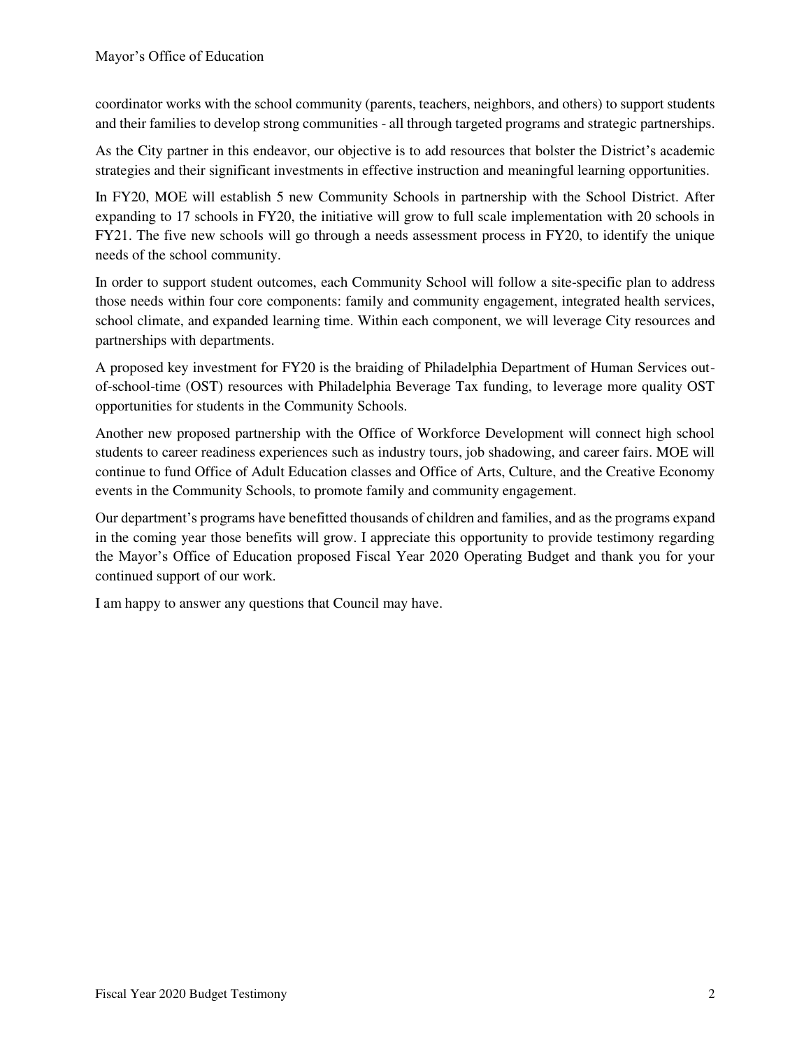coordinator works with the school community (parents, teachers, neighbors, and others) to support students and their families to develop strong communities - all through targeted programs and strategic partnerships.

As the City partner in this endeavor, our objective is to add resources that bolster the District's academic strategies and their significant investments in effective instruction and meaningful learning opportunities.

In FY20, MOE will establish 5 new Community Schools in partnership with the School District. After expanding to 17 schools in FY20, the initiative will grow to full scale implementation with 20 schools in FY21. The five new schools will go through a needs assessment process in FY20, to identify the unique needs of the school community.

In order to support student outcomes, each Community School will follow a site-specific plan to address those needs within four core components: family and community engagement, integrated health services, school climate, and expanded learning time. Within each component, we will leverage City resources and partnerships with departments.

A proposed key investment for FY20 is the braiding of Philadelphia Department of Human Services out-of-school-time (OST) resources with Philadelphia Beverage Tax funding, to leverage more quality OST opportunities for students in the Community Schools.

Another new proposed partnership with the Office of Workforce Development will connect high school students to career readiness experiences such as industry tours, job shadowing, and career fairs. MOE will continue to fund Office of Adult Education classes and Office of Arts, Culture, and the Creative Economy events in the Community Schools, to promote family and community engagement.

Our department's programs have benefitted thousands of children and families, and as the programs expand in the coming year those benefits will grow. I appreciate this opportunity to provide testimony regarding the Mayor's Office of Education proposed Fiscal Year 2020 Operating Budget and thank you for your continued support of our work.

I am happy to answer any questions that Council may have.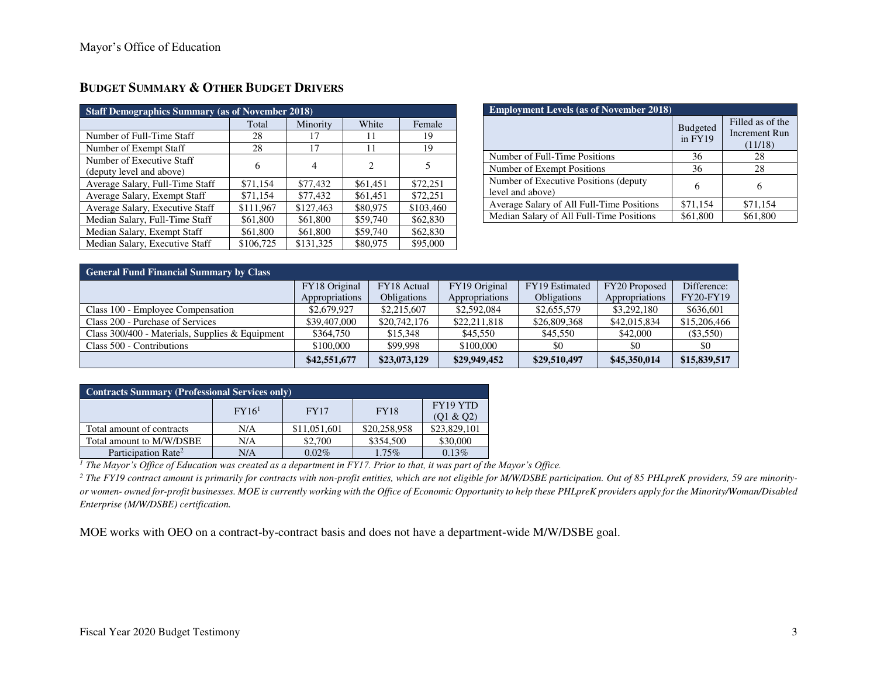## BUDGET SUMMARY & OTHER BUDGET DRIVERS

| Staff Demographics Summary (as of November 2018) | | | | |
|---|---|---|---|---|
| | Total | Minority | White | Female |
| Number of Full-Time Staff | 28 | 17 | 11 | 19 |
| Number of Exempt Staff | 28 | 17 | 11 | 19 |
| Number of Executive Staff (deputy level and above) | 6 | 4 | 2 | 5 |
| Average Salary, Full-Time Staff | $71,154 | $77,432 | $61,451 | $72,251 |
| Average Salary, Exempt Staff | $71,154 | $77,432 | $61,451 | $72,251 |
| Average Salary, Executive Staff | $111,967 | $127,463 | $80,975 | $103,460 |
| Median Salary, Full-Time Staff | $61,800 | $61,800 | $59,740 | $62,830 |
| Median Salary, Exempt Staff | $61,800 | $61,800 | $59,740 | $62,830 |
| Median Salary, Executive Staff | $106,725 | $131,325 | $80,975 | $95,000 |

| Employment Levels (as of November 2018) | | |
|---|---|---|
| | Budgeted in FY19 | Filled as of the Increment Run (11/18) |
| Number of Full-Time Positions | 36 | 28 |
| Number of Exempt Positions | 36 | 28 |
| Number of Executive Positions (deputy level and above) | 6 | 6 |
| Average Salary of All Full-Time Positions | $71,154 | $71,154 |
| Median Salary of All Full-Time Positions | $61,800 | $61,800 |

| General Fund Financial Summary by Class | | | | | | |
|---|---|---|---|---|---|---|
| | FY18 Original Appropriations | FY18 Actual Obligations | FY19 Original Appropriations | FY19 Estimated Obligations | FY20 Proposed Appropriations | Difference: FY20-FY19 |
| Class 100 - Employee Compensation | $2,679,927 | $2,215,607 | $2,592,084 | $2,655,579 | $3,292,180 | $636,601 |
| Class 200 - Purchase of Services | $39,407,000 | $20,742,176 | $22,211,818 | $26,809,368 | $42,015,834 | $15,206,466 |
| Class 300/400 - Materials, Supplies & Equipment | $364,750 | $15,348 | $45,550 | $45,550 | $42,000 | ($3,550) |
| Class 500 - Contributions | $100,000 | $99,998 | $100,000 | $0 | $0 | $0 |
| | **$42,551,677** | **$23,073,129** | **$29,949,452** | **$29,510,497** | **$45,350,014** | **$15,839,517** |

| Contracts Summary (Professional Services only) | | | | |
|---|---|---|---|---|
| | FY16[1] | FY17 | FY18 | FY19 YTD (Q1 & Q2) |
| Total amount of contracts | N/A | $11,051,601 | $20,258,958 | $23,829,101 |
| Total amount to M/W/DSBE | N/A | $2,700 | $354,500 | $30,000 |
| Participation Rate[2] | N/A | 0.02% | 1.75% | 0.13% |

*[1] The Mayor's Office of Education was created as a department in FY17. Prior to that, it was part of the Mayor's Office.*

*[2] The FY19 contract amount is primarily for contracts with non-profit entities, which are not eligible for M/W/DSBE participation. Out of 85 PHLpreK providers, 59 are minority- or women- owned for-profit businesses. MOE is currently working with the Office of Economic Opportunity to help these PHLpreK providers apply for the Minority/Woman/Disabled Enterprise (M/W/DSBE) certification.*

MOE works with OEO on a contract-by-contract basis and does not have a department-wide M/W/DSBE goal.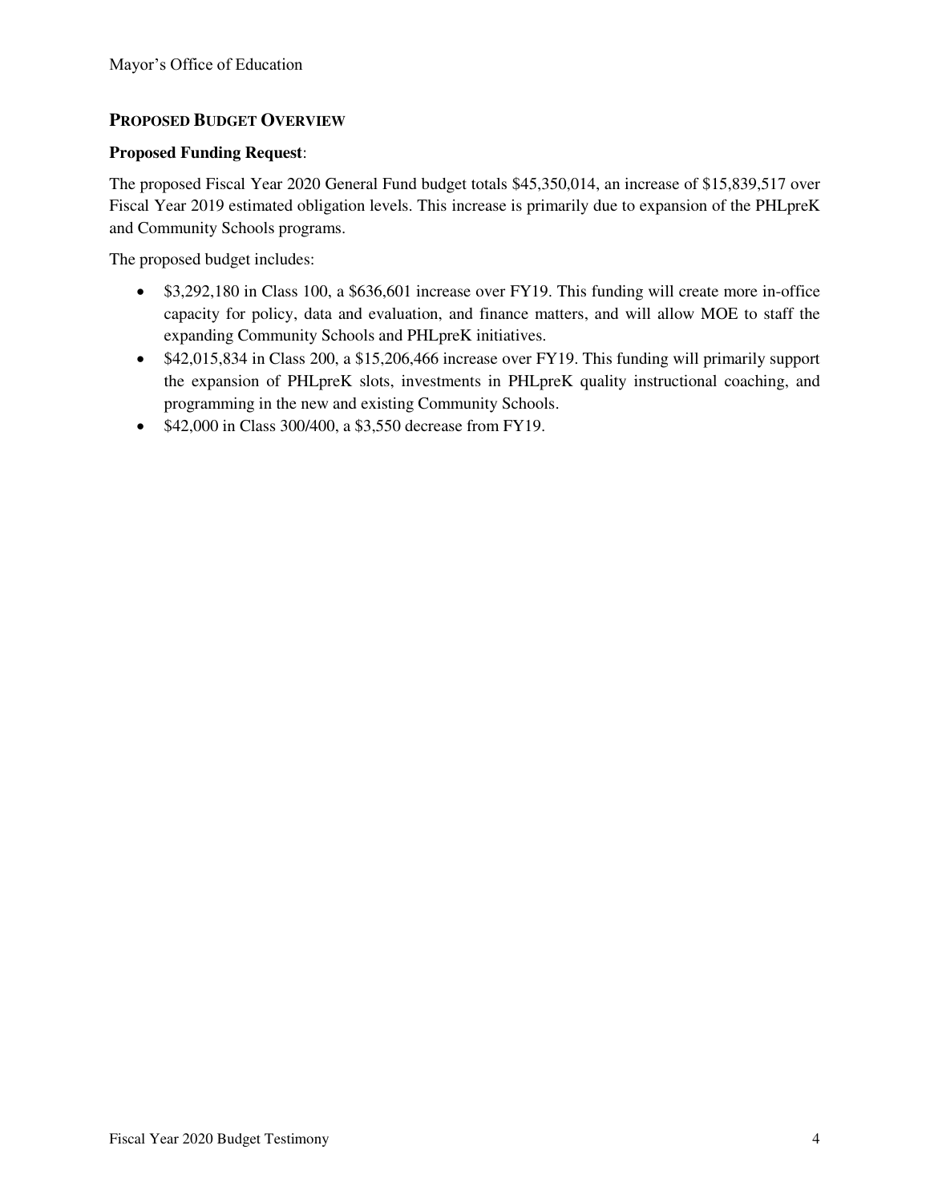## PROPOSED BUDGET OVERVIEW

**Proposed Funding Request**:

The proposed Fiscal Year 2020 General Fund budget totals $45,350,014, an increase of $15,839,517 over Fiscal Year 2019 estimated obligation levels. This increase is primarily due to expansion of the PHLpreK and Community Schools programs.

The proposed budget includes:

- $3,292,180 in Class 100, a $636,601 increase over FY19. This funding will create more in-office capacity for policy, data and evaluation, and finance matters, and will allow MOE to staff the expanding Community Schools and PHLpreK initiatives.
- $42,015,834 in Class 200, a $15,206,466 increase over FY19. This funding will primarily support the expansion of PHLpreK slots, investments in PHLpreK quality instructional coaching, and programming in the new and existing Community Schools.
- $42,000 in Class 300/400, a $3,550 decrease from FY19.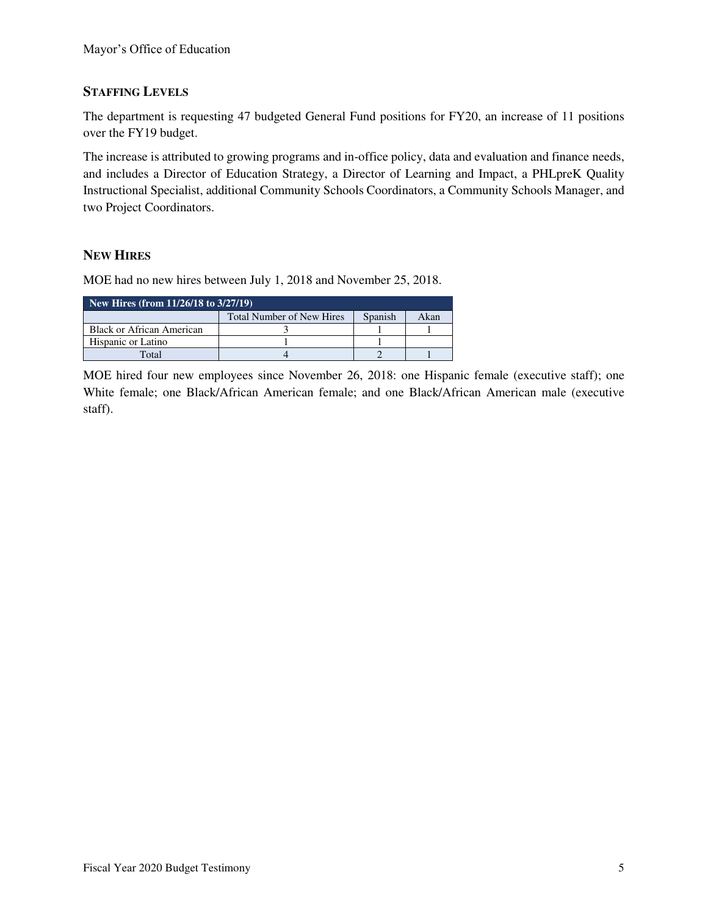## Staffing Levels

The department is requesting 47 budgeted General Fund positions for FY20, an increase of 11 positions over the FY19 budget.

The increase is attributed to growing programs and in-office policy, data and evaluation and finance needs, and includes a Director of Education Strategy, a Director of Learning and Impact, a PHLpreK Quality Instructional Specialist, additional Community Schools Coordinators, a Community Schools Manager, and two Project Coordinators.

## New Hires

MOE had no new hires between July 1, 2018 and November 25, 2018.

| New Hires (from 11/26/18 to 3/27/19) | | | |
|---|---|---|---|
| | Total Number of New Hires | Spanish | Akan |
| Black or African American | 3 | 1 | 1 |
| Hispanic or Latino | 1 | 1 | |
| Total | 4 | 2 | 1 |

MOE hired four new employees since November 26, 2018: one Hispanic female (executive staff); one White female; one Black/African American female; and one Black/African American male (executive staff).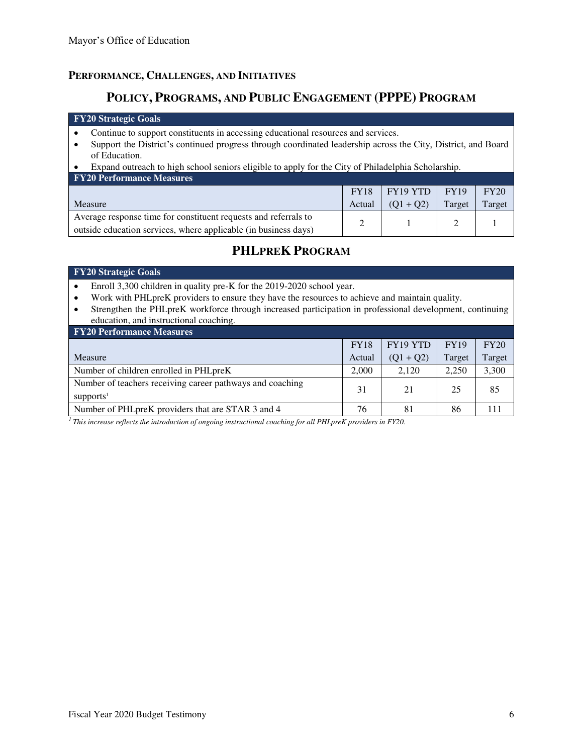## PERFORMANCE, CHALLENGES, AND INITIATIVES

### POLICY, PROGRAMS, AND PUBLIC ENGAGEMENT (PPPE) PROGRAM

**FY20 Strategic Goals**

- Continue to support constituents in accessing educational resources and services.
- Support the District's continued progress through coordinated leadership across the City, District, and Board of Education.
- Expand outreach to high school seniors eligible to apply for the City of Philadelphia Scholarship.

**FY20 Performance Measures**

| Measure | FY18 Actual | FY19 YTD (Q1 + Q2) | FY19 Target | FY20 Target |
|---|---|---|---|---|
| Average response time for constituent requests and referrals to outside education services, where applicable (in business days) | 2 | 1 | 2 | 1 |

### PHLPREK PROGRAM

**FY20 Strategic Goals**

- Enroll 3,300 children in quality pre-K for the 2019-2020 school year.
- Work with PHLpreK providers to ensure they have the resources to achieve and maintain quality.
- Strengthen the PHLpreK workforce through increased participation in professional development, continuing education, and instructional coaching.

**FY20 Performance Measures**

| Measure | FY18 Actual | FY19 YTD (Q1 + Q2) | FY19 Target | FY20 Target |
|---|---|---|---|---|
| Number of children enrolled in PHLpreK | 2,000 | 2,120 | 2,250 | 3,300 |
| Number of teachers receiving career pathways and coaching supports[1] | 31 | 21 | 25 | 85 |
| Number of PHLpreK providers that are STAR 3 and 4 | 76 | 81 | 86 | 111 |

*[1] This increase reflects the introduction of ongoing instructional coaching for all PHLpreK providers in FY20.*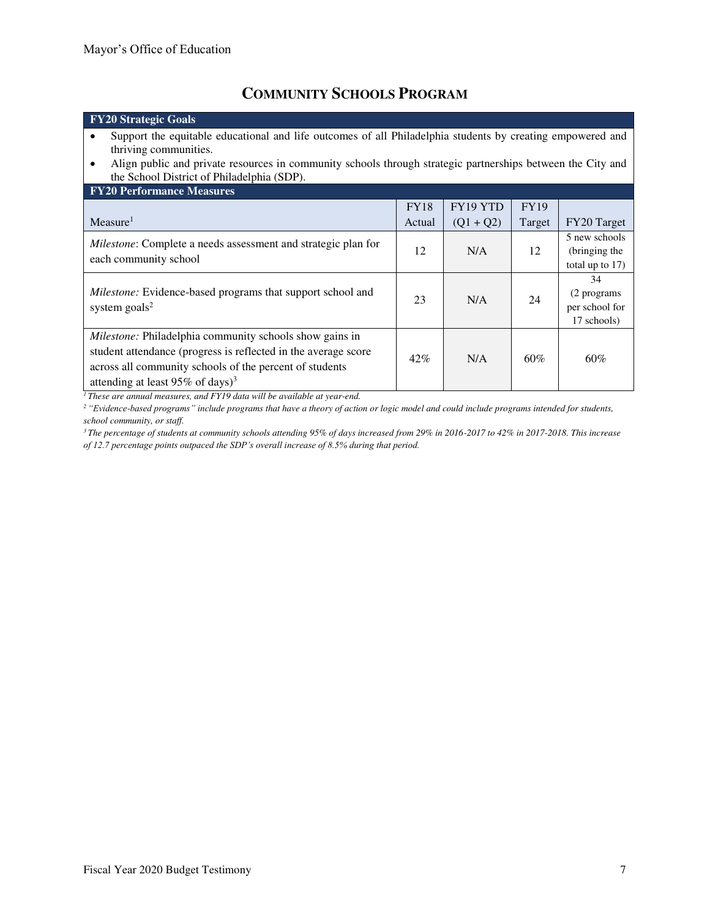# Community Schools Program

**FY20 Strategic Goals**

- Support the equitable educational and life outcomes of all Philadelphia students by creating empowered and thriving communities.
- Align public and private resources in community schools through strategic partnerships between the City and the School District of Philadelphia (SDP).

**FY20 Performance Measures**

| Measure[1] | FY18 Actual | FY19 YTD (Q1 + Q2) | FY19 Target | FY20 Target |
|---|---|---|---|---|
| *Milestone*: Complete a needs assessment and strategic plan for each community school | 12 | N/A | 12 | 5 new schools (bringing the total up to 17) |
| *Milestone:* Evidence-based programs that support school and system goals[2] | 23 | N/A | 24 | 34 (2 programs per school for 17 schools) |
| *Milestone:* Philadelphia community schools show gains in student attendance (progress is reflected in the average score across all community schools of the percent of students attending at least 95% of days)[3] | 42% | N/A | 60% | 60% |

*[1] These are annual measures, and FY19 data will be available at year-end.*

*[2] "Evidence-based programs" include programs that have a theory of action or logic model and could include programs intended for students, school community, or staff.*

*[3] The percentage of students at community schools attending 95% of days increased from 29% in 2016-2017 to 42% in 2017-2018. This increase of 12.7 percentage points outpaced the SDP's overall increase of 8.5% during that period.*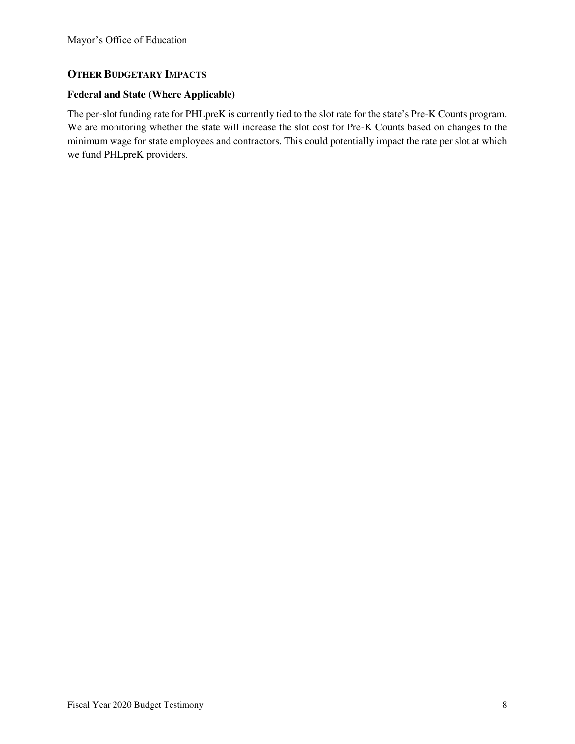## Other Budgetary Impacts

### Federal and State (Where Applicable)

The per-slot funding rate for PHLpreK is currently tied to the slot rate for the state's Pre-K Counts program. We are monitoring whether the state will increase the slot cost for Pre-K Counts based on changes to the minimum wage for state employees and contractors. This could potentially impact the rate per slot at which we fund PHLpreK providers.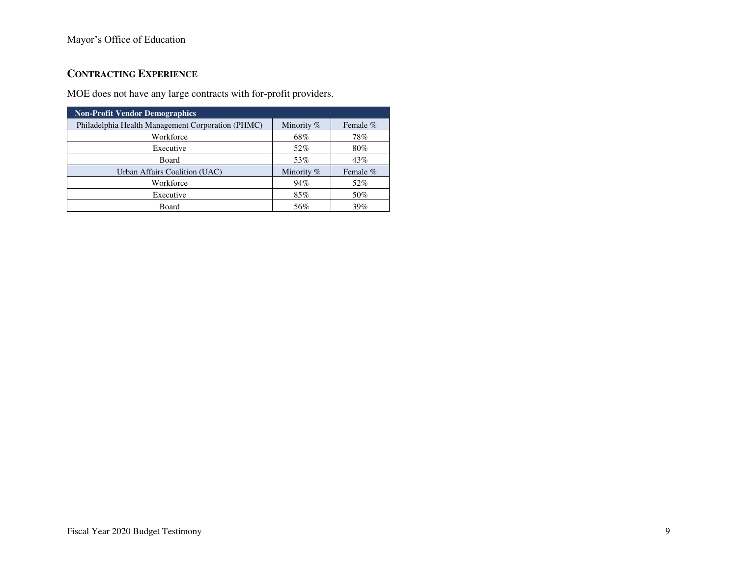## CONTRACTING EXPERIENCE

MOE does not have any large contracts with for-profit providers.

| Non-Profit Vendor Demographics | | |
|---|---|---|
| Philadelphia Health Management Corporation (PHMC) | Minority % | Female % |
| Workforce | 68% | 78% |
| Executive | 52% | 80% |
| Board | 53% | 43% |
| Urban Affairs Coalition (UAC) | Minority % | Female % |
| Workforce | 94% | 52% |
| Executive | 85% | 50% |
| Board | 56% | 39% |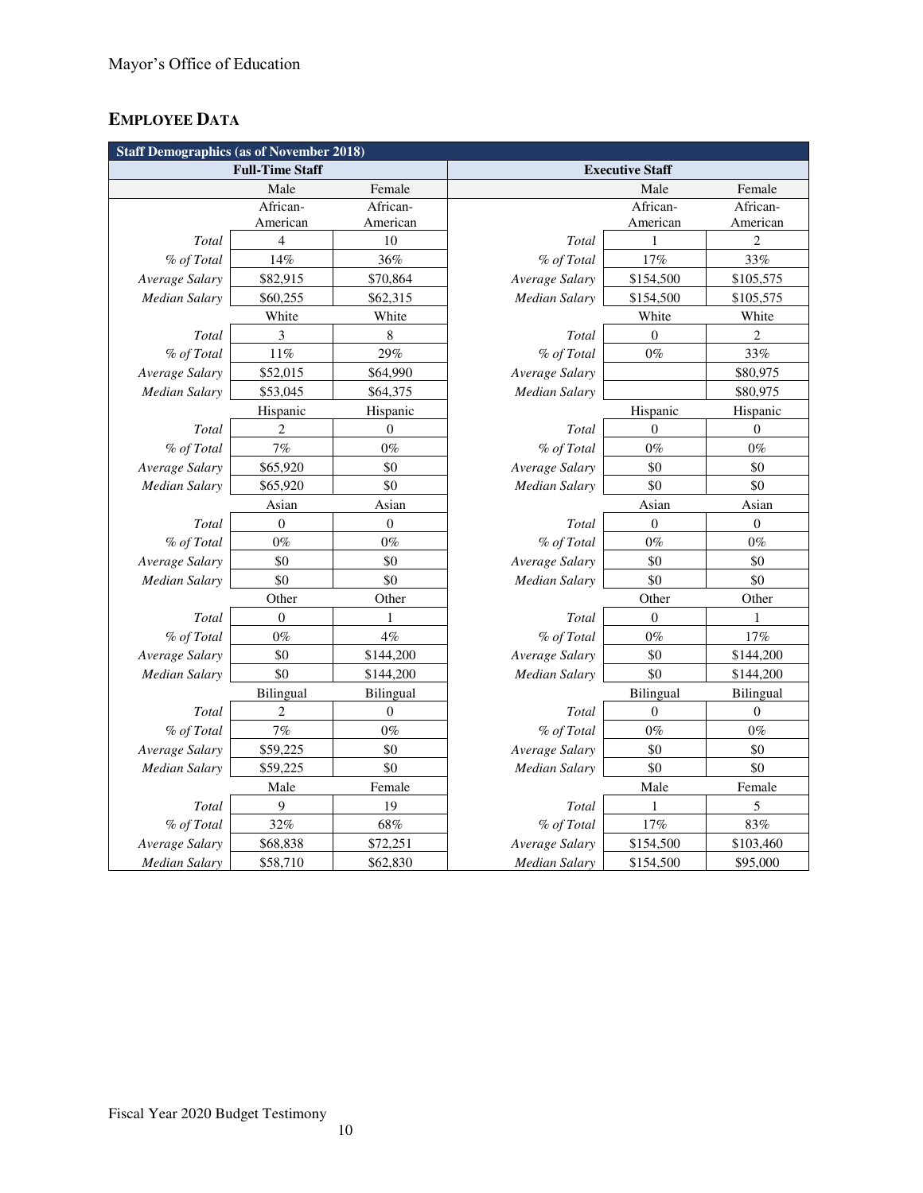## EMPLOYEE DATA

| Staff Demographics (as of November 2018) | | | | | |
|---|---|---|---|---|---|
| Full-Time Staff | | | Executive Staff | | |
| | Male | Female | | Male | Female |
| | African-American | African-American | | African-American | African-American |
| *Total* | 4 | 10 | *Total* | 1 | 2 |
| *% of Total* | 14% | 36% | *% of Total* | 17% | 33% |
| *Average Salary* | $82,915 | $70,864 | *Average Salary* | $154,500 | $105,575 |
| *Median Salary* | $60,255 | $62,315 | *Median Salary* | $154,500 | $105,575 |
| | White | White | | White | White |
| *Total* | 3 | 8 | *Total* | 0 | 2 |
| *% of Total* | 11% | 29% | *% of Total* | 0% | 33% |
| *Average Salary* | $52,015 | $64,990 | *Average Salary* | | $80,975 |
| *Median Salary* | $53,045 | $64,375 | *Median Salary* | | $80,975 |
| | Hispanic | Hispanic | | Hispanic | Hispanic |
| *Total* | 2 | 0 | *Total* | 0 | 0 |
| *% of Total* | 7% | 0% | *% of Total* | 0% | 0% |
| *Average Salary* | $65,920 | $0 | *Average Salary* | $0 | $0 |
| *Median Salary* | $65,920 | $0 | *Median Salary* | $0 | $0 |
| | Asian | Asian | | Asian | Asian |
| *Total* | 0 | 0 | *Total* | 0 | 0 |
| *% of Total* | 0% | 0% | *% of Total* | 0% | 0% |
| *Average Salary* | $0 | $0 | *Average Salary* | $0 | $0 |
| *Median Salary* | $0 | $0 | *Median Salary* | $0 | $0 |
| | Other | Other | | Other | Other |
| *Total* | 0 | 1 | *Total* | 0 | 1 |
| *% of Total* | 0% | 4% | *% of Total* | 0% | 17% |
| *Average Salary* | $0 | $144,200 | *Average Salary* | $0 | $144,200 |
| *Median Salary* | $0 | $144,200 | *Median Salary* | $0 | $144,200 |
| | Bilingual | Bilingual | | Bilingual | Bilingual |
| *Total* | 2 | 0 | *Total* | 0 | 0 |
| *% of Total* | 7% | 0% | *% of Total* | 0% | 0% |
| *Average Salary* | $59,225 | $0 | *Average Salary* | $0 | $0 |
| *Median Salary* | $59,225 | $0 | *Median Salary* | $0 | $0 |
| | Male | Female | | Male | Female |
| *Total* | 9 | 19 | *Total* | 1 | 5 |
| *% of Total* | 32% | 68% | *% of Total* | 17% | 83% |
| *Average Salary* | $68,838 | $72,251 | *Average Salary* | $154,500 | $103,460 |
| *Median Salary* | $58,710 | $62,830 | *Median Salary* | $154,500 | $95,000 |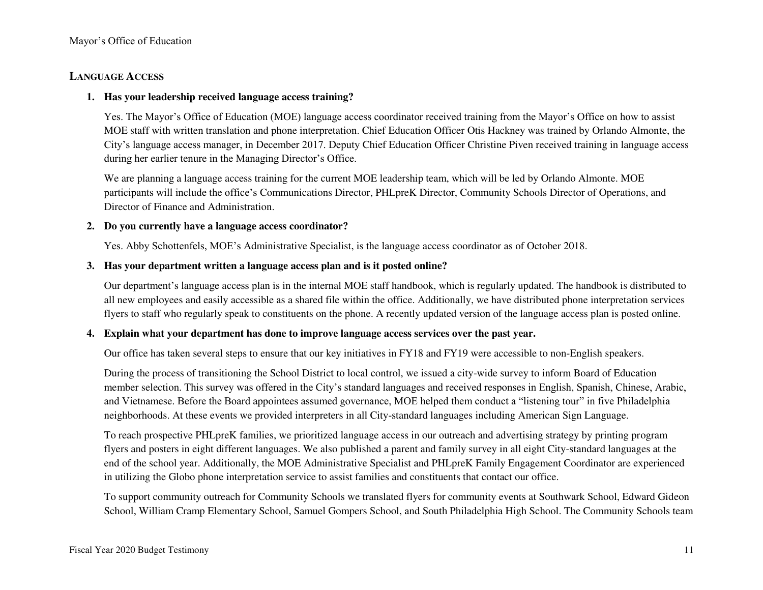## Language Access

1. **Has your leadership received language access training?**

   Yes. The Mayor's Office of Education (MOE) language access coordinator received training from the Mayor's Office on how to assist MOE staff with written translation and phone interpretation. Chief Education Officer Otis Hackney was trained by Orlando Almonte, the City's language access manager, in December 2017. Deputy Chief Education Officer Christine Piven received training in language access during her earlier tenure in the Managing Director's Office.

   We are planning a language access training for the current MOE leadership team, which will be led by Orlando Almonte. MOE participants will include the office's Communications Director, PHLpreK Director, Community Schools Director of Operations, and Director of Finance and Administration.

2. **Do you currently have a language access coordinator?**

   Yes. Abby Schottenfels, MOE's Administrative Specialist, is the language access coordinator as of October 2018.

3. **Has your department written a language access plan and is it posted online?**

   Our department's language access plan is in the internal MOE staff handbook, which is regularly updated. The handbook is distributed to all new employees and easily accessible as a shared file within the office. Additionally, we have distributed phone interpretation services flyers to staff who regularly speak to constituents on the phone. A recently updated version of the language access plan is posted online.

4. **Explain what your department has done to improve language access services over the past year.**

   Our office has taken several steps to ensure that our key initiatives in FY18 and FY19 were accessible to non-English speakers.

   During the process of transitioning the School District to local control, we issued a city-wide survey to inform Board of Education member selection. This survey was offered in the City's standard languages and received responses in English, Spanish, Chinese, Arabic, and Vietnamese. Before the Board appointees assumed governance, MOE helped them conduct a "listening tour" in five Philadelphia neighborhoods. At these events we provided interpreters in all City-standard languages including American Sign Language.

   To reach prospective PHLpreK families, we prioritized language access in our outreach and advertising strategy by printing program flyers and posters in eight different languages. We also published a parent and family survey in all eight City-standard languages at the end of the school year. Additionally, the MOE Administrative Specialist and PHLpreK Family Engagement Coordinator are experienced in utilizing the Globo phone interpretation service to assist families and constituents that contact our office.

   To support community outreach for Community Schools we translated flyers for community events at Southwark School, Edward Gideon School, William Cramp Elementary School, Samuel Gompers School, and South Philadelphia High School. The Community Schools team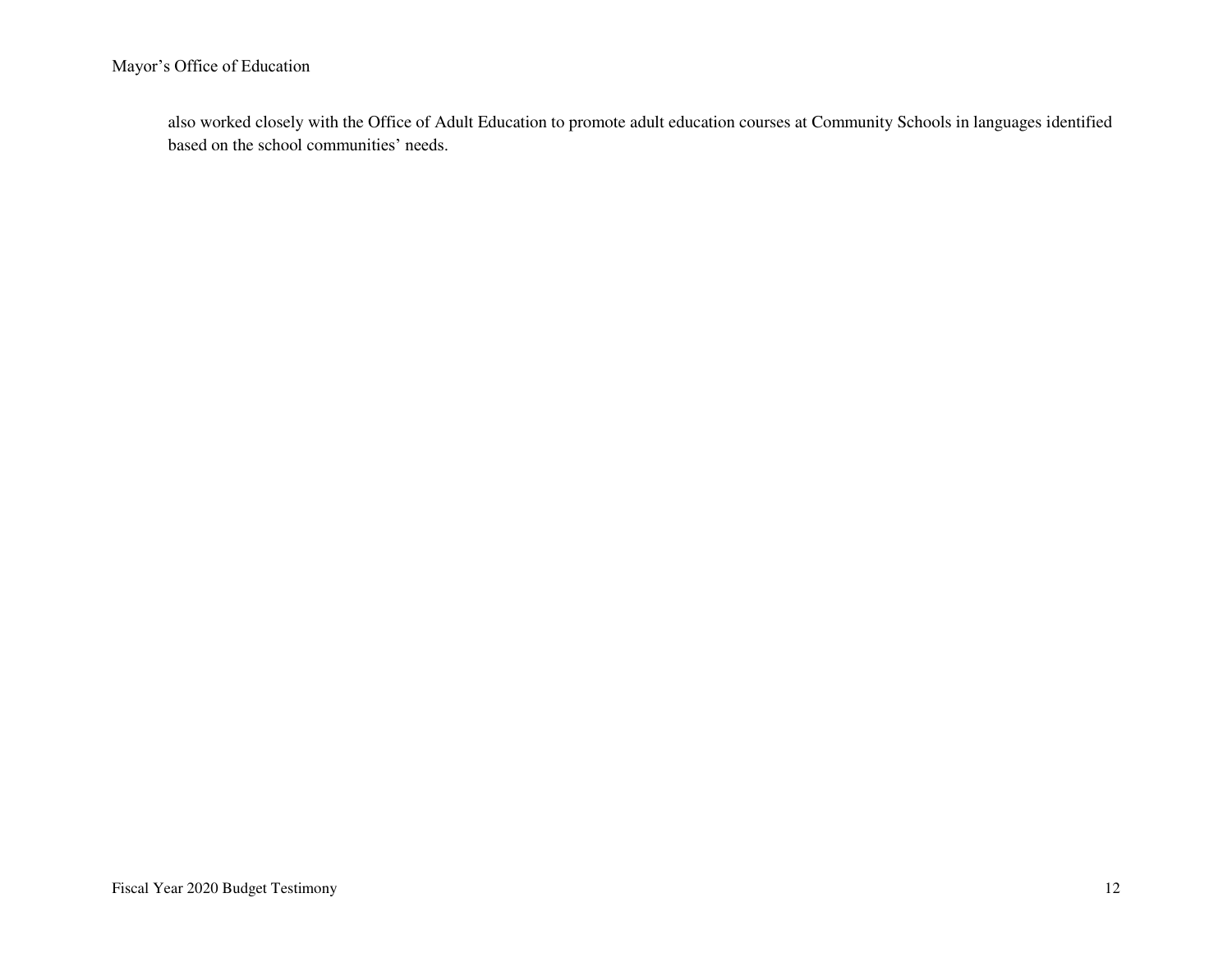also worked closely with the Office of Adult Education to promote adult education courses at Community Schools in languages identified based on the school communities' needs.